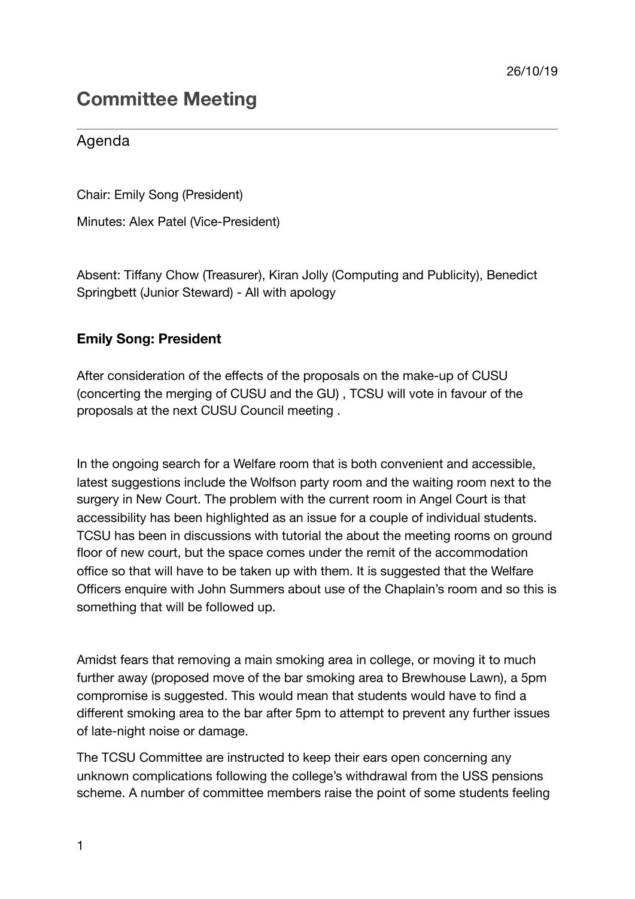26/10/19

# Committee Meeting

## Agenda

Chair: Emily Song (President)

Minutes: Alex Patel (Vice-President)

Absent: Tiffany Chow (Treasurer), Kiran Jolly (Computing and Publicity), Benedict Springbett (Junior Steward) - All with apology

### **Emily Song: President**

After consideration of the effects of the proposals on the make-up of CUSU (concerting the merging of CUSU and the GU) , TCSU will vote in favour of the proposals at the next CUSU Council meeting .

In the ongoing search for a Welfare room that is both convenient and accessible, latest suggestions include the Wolfson party room and the waiting room next to the surgery in New Court. The problem with the current room in Angel Court is that accessibility has been highlighted as an issue for a couple of individual students. TCSU has been in discussions with tutorial the about the meeting rooms on ground floor of new court, but the space comes under the remit of the accommodation office so that will have to be taken up with them. It is suggested that the Welfare Officers enquire with John Summers about use of the Chaplain's room and so this is something that will be followed up.

Amidst fears that removing a main smoking area in college, or moving it to much further away (proposed move of the bar smoking area to Brewhouse Lawn), a 5pm compromise is suggested. This would mean that students would have to find a different smoking area to the bar after 5pm to attempt to prevent any further issues of late-night noise or damage.

The TCSU Committee are instructed to keep their ears open concerning any unknown complications following the college's withdrawal from the USS pensions scheme. A number of committee members raise the point of some students feeling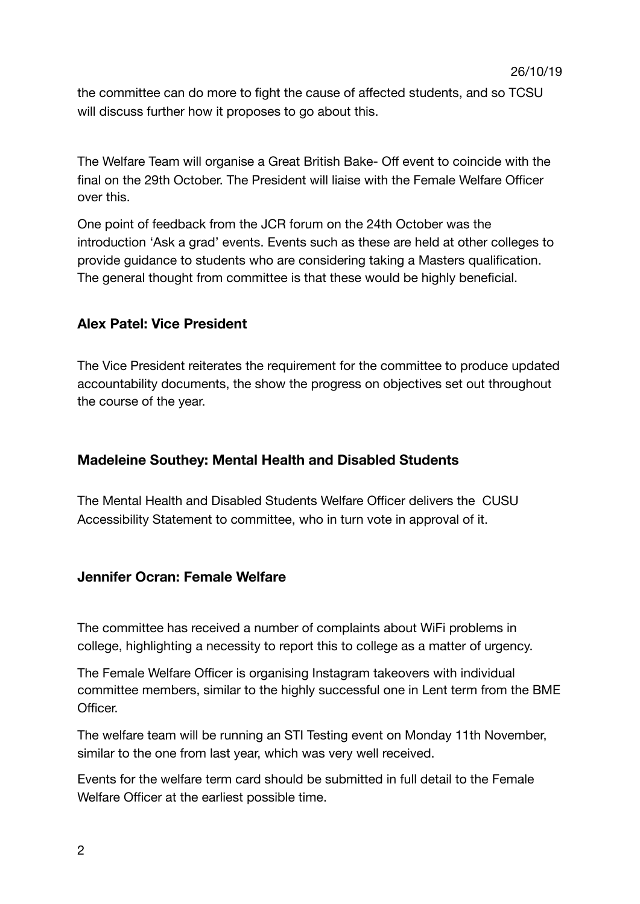the committee can do more to fight the cause of affected students, and so TCSU will discuss further how it proposes to go about this.

The Welfare Team will organise a Great British Bake- Off event to coincide with the final on the 29th October. The President will liaise with the Female Welfare Officer over this.

One point of feedback from the JCR forum on the 24th October was the introduction 'Ask a grad' events. Events such as these are held at other colleges to provide guidance to students who are considering taking a Masters qualification. The general thought from committee is that these would be highly beneficial.

**Alex Patel: Vice President**

The Vice President reiterates the requirement for the committee to produce updated accountability documents, the show the progress on objectives set out throughout the course of the year.

**Madeleine Southey: Mental Health and Disabled Students**

The Mental Health and Disabled Students Welfare Officer delivers the CUSU Accessibility Statement to committee, who in turn vote in approval of it.

**Jennifer Ocran: Female Welfare**

The committee has received a number of complaints about WiFi problems in college, highlighting a necessity to report this to college as a matter of urgency.

The Female Welfare Officer is organising Instagram takeovers with individual committee members, similar to the highly successful one in Lent term from the BME Officer.

The welfare team will be running an STI Testing event on Monday 11th November, similar to the one from last year, which was very well received.

Events for the welfare term card should be submitted in full detail to the Female Welfare Officer at the earliest possible time.